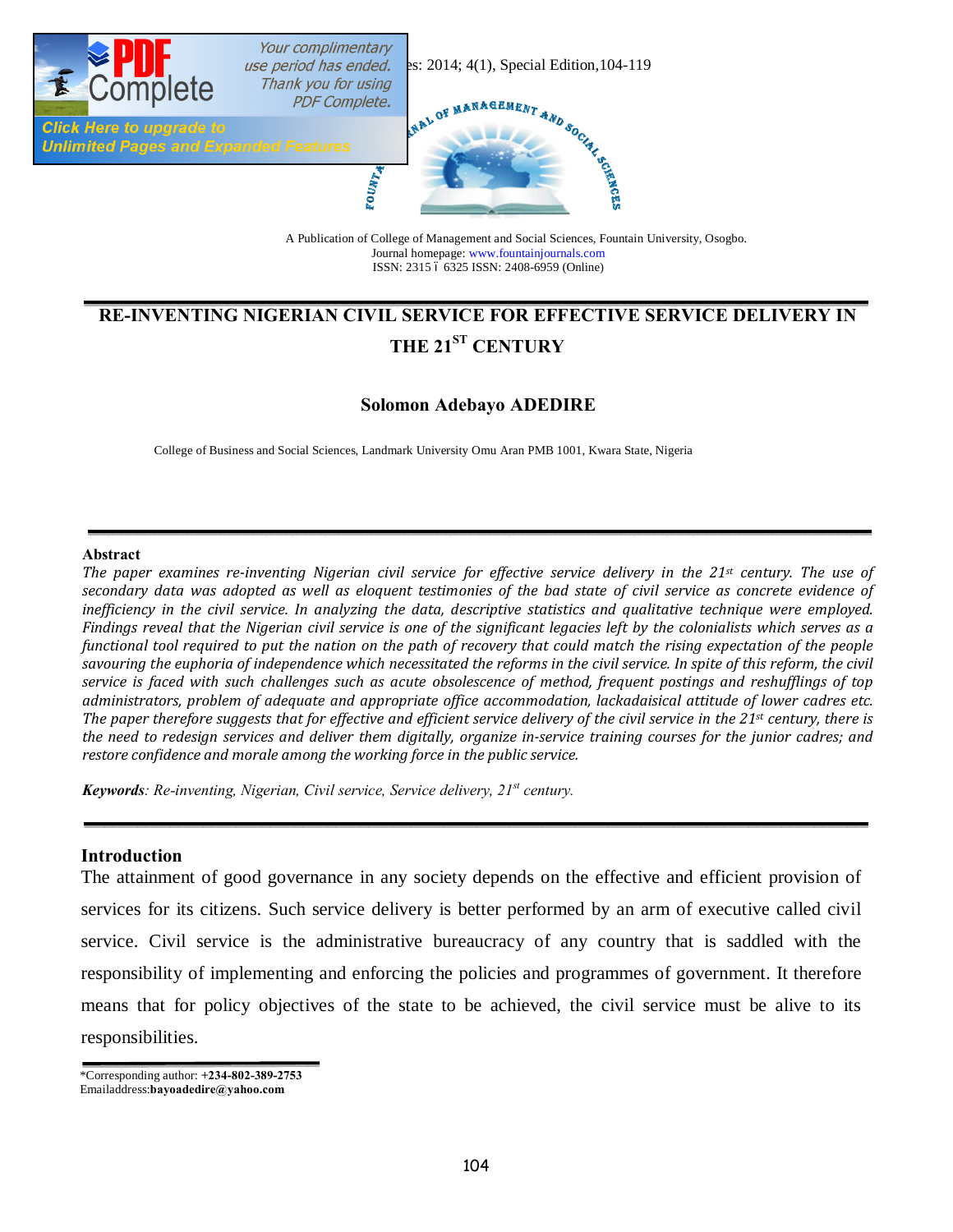A Publication of College of Management and Social Sciences, Fountain University, Osogbo.
Journal homepage: www.fountainjournals.com
ISSN: 2315 – 6325 ISSN: 2408-6959 (Online)

# RE-INVENTING NIGERIAN CIVIL SERVICE FOR EFFECTIVE SERVICE DELIVERY IN THE 21ST CENTURY

**Solomon Adebayo ADEDIRE**

College of Business and Social Sciences, Landmark University Omu Aran PMB 1001, Kwara State, Nigeria

**Abstract**

*The paper examines re-inventing Nigerian civil service for effective service delivery in the 21st century. The use of secondary data was adopted as well as eloquent testimonies of the bad state of civil service as concrete evidence of inefficiency in the civil service. In analyzing the data, descriptive statistics and qualitative technique were employed. Findings reveal that the Nigerian civil service is one of the significant legacies left by the colonialists which serves as a functional tool required to put the nation on the path of recovery that could match the rising expectation of the people savouring the euphoria of independence which necessitated the reforms in the civil service. In spite of this reform, the civil service is faced with such challenges such as acute obsolescence of method, frequent postings and reshufflings of top administrators, problem of adequate and appropriate office accommodation, lackadaisical attitude of lower cadres etc. The paper therefore suggests that for effective and efficient service delivery of the civil service in the 21st century, there is the need to redesign services and deliver them digitally, organize in-service training courses for the junior cadres; and restore confidence and morale among the working force in the public service.*

***Keywords****: Re-inventing, Nigerian, Civil service, Service delivery, 21st century.*

## Introduction

The attainment of good governance in any society depends on the effective and efficient provision of services for its citizens. Such service delivery is better performed by an arm of executive called civil service. Civil service is the administrative bureaucracy of any country that is saddled with the responsibility of implementing and enforcing the policies and programmes of government. It therefore means that for policy objectives of the state to be achieved, the civil service must be alive to its responsibilities.

*Corresponding author: **+234-802-389-2753**
Emailaddress:**bayoadedire@yahoo.com**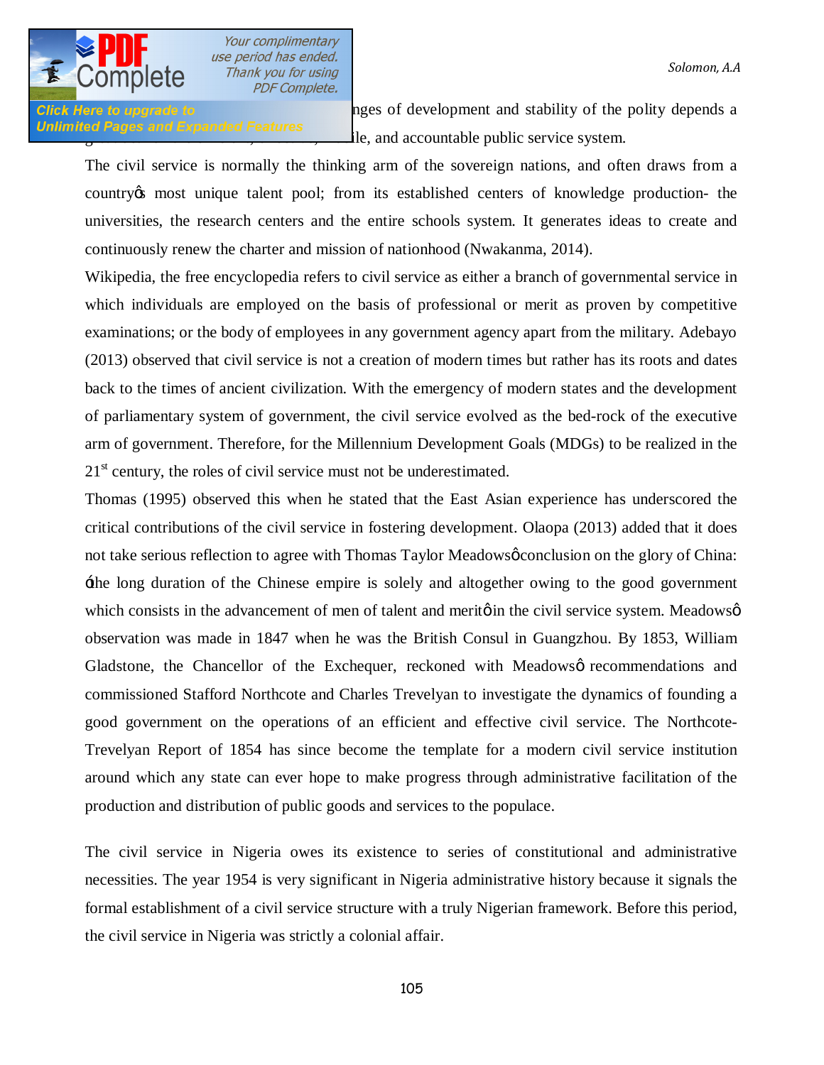nges of development and stability of the polity depends a ... ile, and accountable public service system.

The civil service is normally the thinking arm of the sovereign nations, and often draws from a country's most unique talent pool; from its established centers of knowledge production- the universities, the research centers and the entire schools system. It generates ideas to create and continuously renew the charter and mission of nationhood (Nwakanma, 2014).

Wikipedia, the free encyclopedia refers to civil service as either a branch of governmental service in which individuals are employed on the basis of professional or merit as proven by competitive examinations; or the body of employees in any government agency apart from the military. Adebayo (2013) observed that civil service is not a creation of modern times but rather has its roots and dates back to the times of ancient civilization. With the emergency of modern states and the development of parliamentary system of government, the civil service evolved as the bed-rock of the executive arm of government. Therefore, for the Millennium Development Goals (MDGs) to be realized in the 21st century, the roles of civil service must not be underestimated.

Thomas (1995) observed this when he stated that the East Asian experience has underscored the critical contributions of the civil service in fostering development. Olaopa (2013) added that it does not take serious reflection to agree with Thomas Taylor Meadows' conclusion on the glory of China: 'the long duration of the Chinese empire is solely and altogether owing to the good government which consists in the advancement of men of talent and merit' in the civil service system. Meadows' observation was made in 1847 when he was the British Consul in Guangzhou. By 1853, William Gladstone, the Chancellor of the Exchequer, reckoned with Meadows' recommendations and commissioned Stafford Northcote and Charles Trevelyan to investigate the dynamics of founding a good government on the operations of an efficient and effective civil service. The Northcote-Trevelyan Report of 1854 has since become the template for a modern civil service institution around which any state can ever hope to make progress through administrative facilitation of the production and distribution of public goods and services to the populace.

The civil service in Nigeria owes its existence to series of constitutional and administrative necessities. The year 1954 is very significant in Nigeria administrative history because it signals the formal establishment of a civil service structure with a truly Nigerian framework. Before this period, the civil service in Nigeria was strictly a colonial affair.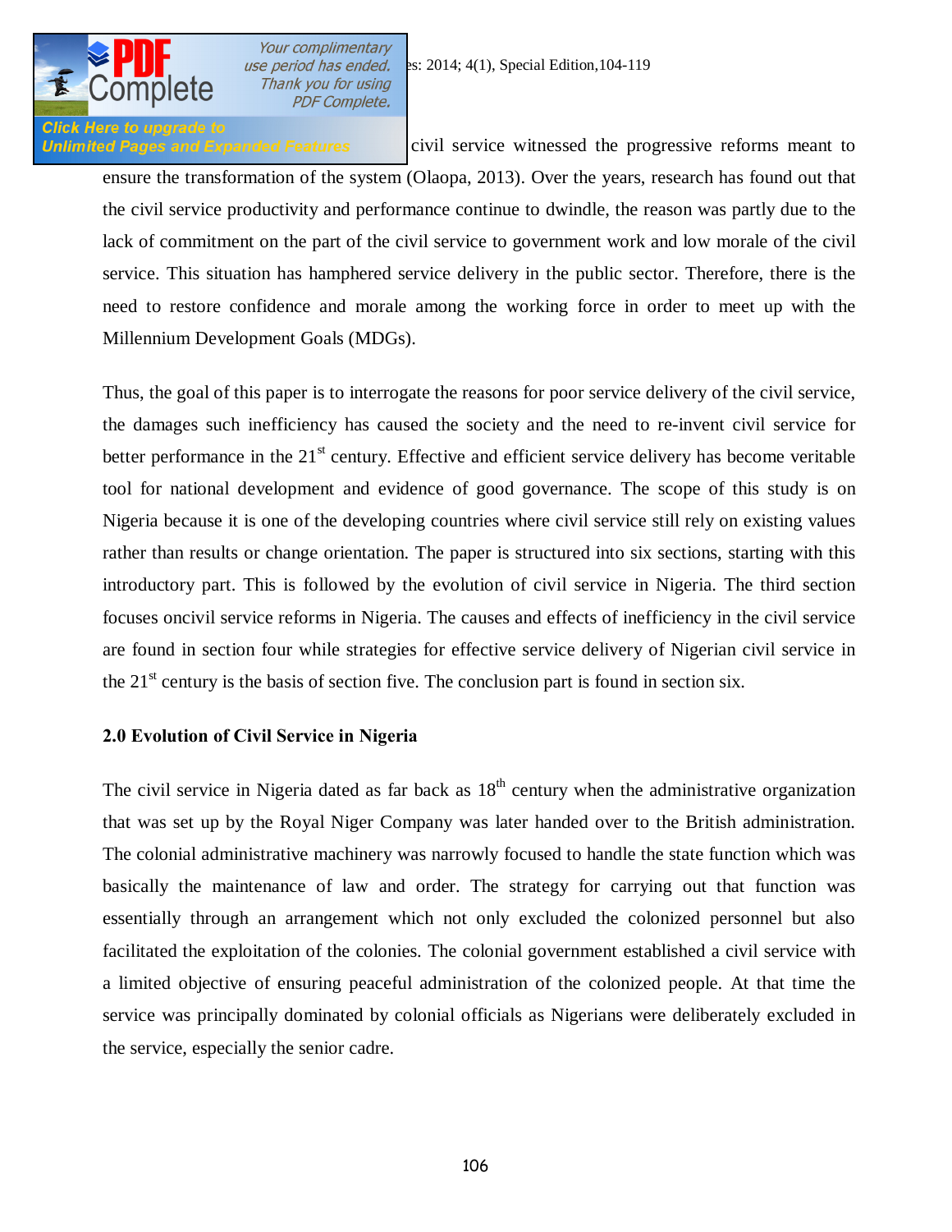civil service witnessed the progressive reforms meant to ensure the transformation of the system (Olaopa, 2013). Over the years, research has found out that the civil service productivity and performance continue to dwindle, the reason was partly due to the lack of commitment on the part of the civil service to government work and low morale of the civil service. This situation has hamphered service delivery in the public sector. Therefore, there is the need to restore confidence and morale among the working force in order to meet up with the Millennium Development Goals (MDGs).

Thus, the goal of this paper is to interrogate the reasons for poor service delivery of the civil service, the damages such inefficiency has caused the society and the need to re-invent civil service for better performance in the 21st century. Effective and efficient service delivery has become veritable tool for national development and evidence of good governance. The scope of this study is on Nigeria because it is one of the developing countries where civil service still rely on existing values rather than results or change orientation. The paper is structured into six sections, starting with this introductory part. This is followed by the evolution of civil service in Nigeria. The third section focuses oncivil service reforms in Nigeria. The causes and effects of inefficiency in the civil service are found in section four while strategies for effective service delivery of Nigerian civil service in the 21st century is the basis of section five. The conclusion part is found in section six.

## 2.0 Evolution of Civil Service in Nigeria

The civil service in Nigeria dated as far back as 18th century when the administrative organization that was set up by the Royal Niger Company was later handed over to the British administration. The colonial administrative machinery was narrowly focused to handle the state function which was basically the maintenance of law and order. The strategy for carrying out that function was essentially through an arrangement which not only excluded the colonized personnel but also facilitated the exploitation of the colonies. The colonial government established a civil service with a limited objective of ensuring peaceful administration of the colonized people. At that time the service was principally dominated by colonial officials as Nigerians were deliberately excluded in the service, especially the senior cadre.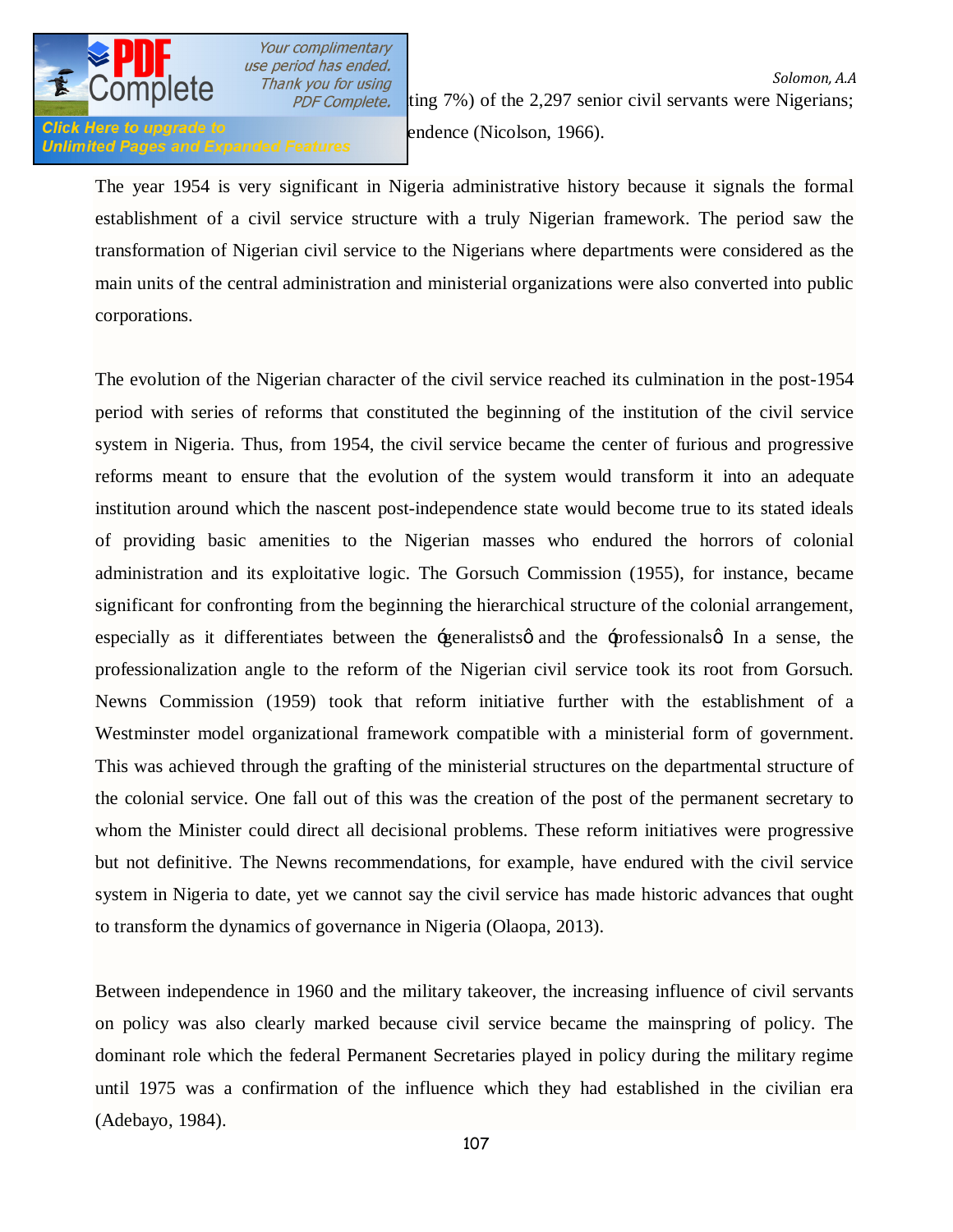ting 7%) of the 2,297 senior civil servants were Nigerians; endence (Nicolson, 1966).

The year 1954 is very significant in Nigeria administrative history because it signals the formal establishment of a civil service structure with a truly Nigerian framework. The period saw the transformation of Nigerian civil service to the Nigerians where departments were considered as the main units of the central administration and ministerial organizations were also converted into public corporations.

The evolution of the Nigerian character of the civil service reached its culmination in the post-1954 period with series of reforms that constituted the beginning of the institution of the civil service system in Nigeria. Thus, from 1954, the civil service became the center of furious and progressive reforms meant to ensure that the evolution of the system would transform it into an adequate institution around which the nascent post-independence state would become true to its stated ideals of providing basic amenities to the Nigerian masses who endured the horrors of colonial administration and its exploitative logic. The Gorsuch Commission (1955), for instance, became significant for confronting from the beginning the hierarchical structure of the colonial arrangement, especially as it differentiates between the 'generalists' and the 'professionals'. In a sense, the professionalization angle to the reform of the Nigerian civil service took its root from Gorsuch. Newns Commission (1959) took that reform initiative further with the establishment of a Westminster model organizational framework compatible with a ministerial form of government. This was achieved through the grafting of the ministerial structures on the departmental structure of the colonial service. One fall out of this was the creation of the post of the permanent secretary to whom the Minister could direct all decisional problems. These reform initiatives were progressive but not definitive. The Newns recommendations, for example, have endured with the civil service system in Nigeria to date, yet we cannot say the civil service has made historic advances that ought to transform the dynamics of governance in Nigeria (Olaopa, 2013).

Between independence in 1960 and the military takeover, the increasing influence of civil servants on policy was also clearly marked because civil service became the mainspring of policy. The dominant role which the federal Permanent Secretaries played in policy during the military regime until 1975 was a confirmation of the influence which they had established in the civilian era (Adebayo, 1984).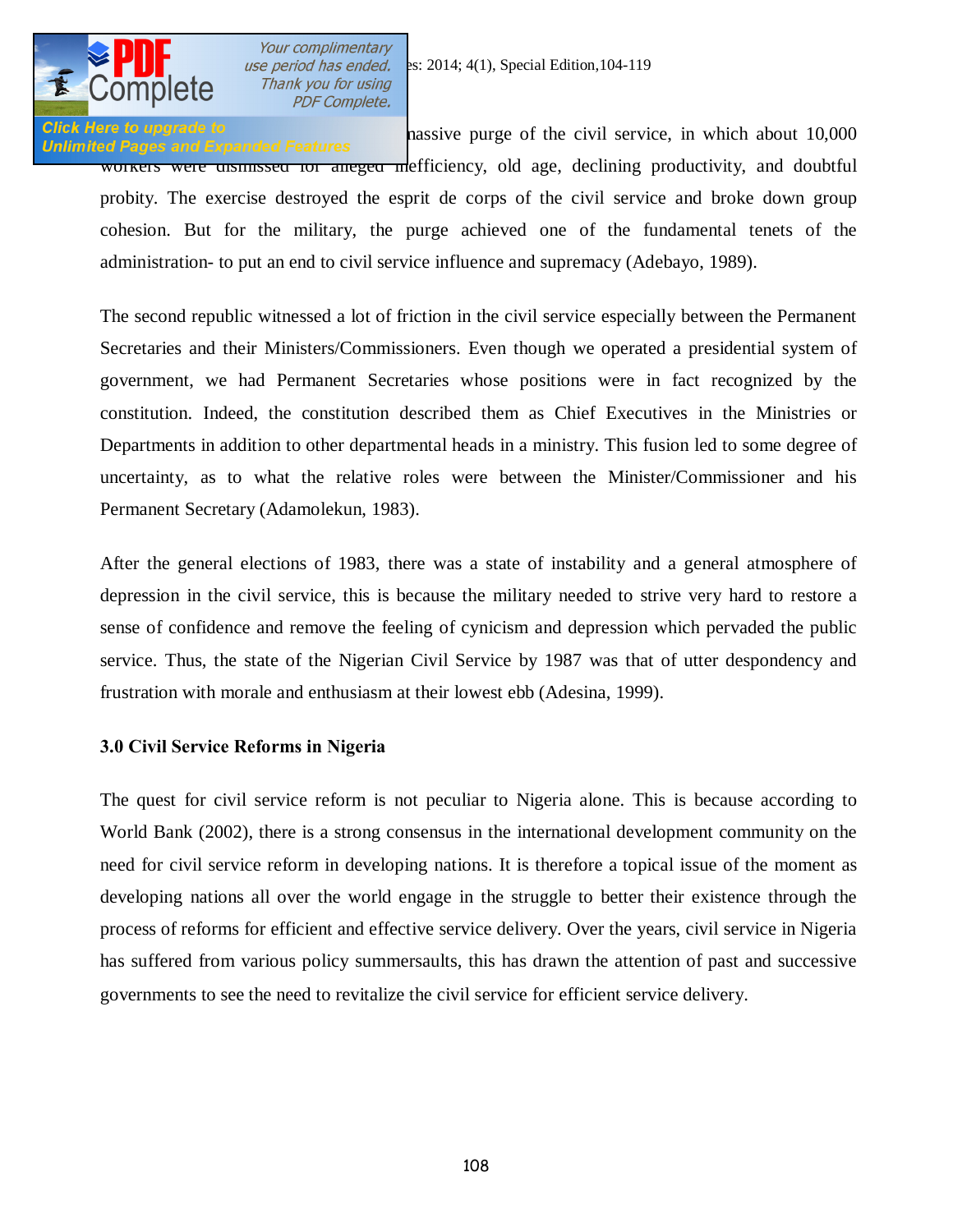massive purge of the civil service, in which about 10,000 workers were dismissed for alleged inefficiency, old age, declining productivity, and doubtful probity. The exercise destroyed the esprit de corps of the civil service and broke down group cohesion. But for the military, the purge achieved one of the fundamental tenets of the administration- to put an end to civil service influence and supremacy (Adebayo, 1989).

The second republic witnessed a lot of friction in the civil service especially between the Permanent Secretaries and their Ministers/Commissioners. Even though we operated a presidential system of government, we had Permanent Secretaries whose positions were in fact recognized by the constitution. Indeed, the constitution described them as Chief Executives in the Ministries or Departments in addition to other departmental heads in a ministry. This fusion led to some degree of uncertainty, as to what the relative roles were between the Minister/Commissioner and his Permanent Secretary (Adamolekun, 1983).

After the general elections of 1983, there was a state of instability and a general atmosphere of depression in the civil service, this is because the military needed to strive very hard to restore a sense of confidence and remove the feeling of cynicism and depression which pervaded the public service. Thus, the state of the Nigerian Civil Service by 1987 was that of utter despondency and frustration with morale and enthusiasm at their lowest ebb (Adesina, 1999).

## 3.0 Civil Service Reforms in Nigeria

The quest for civil service reform is not peculiar to Nigeria alone. This is because according to World Bank (2002), there is a strong consensus in the international development community on the need for civil service reform in developing nations. It is therefore a topical issue of the moment as developing nations all over the world engage in the struggle to better their existence through the process of reforms for efficient and effective service delivery. Over the years, civil service in Nigeria has suffered from various policy summersaults, this has drawn the attention of past and successive governments to see the need to revitalize the civil service for efficient service delivery.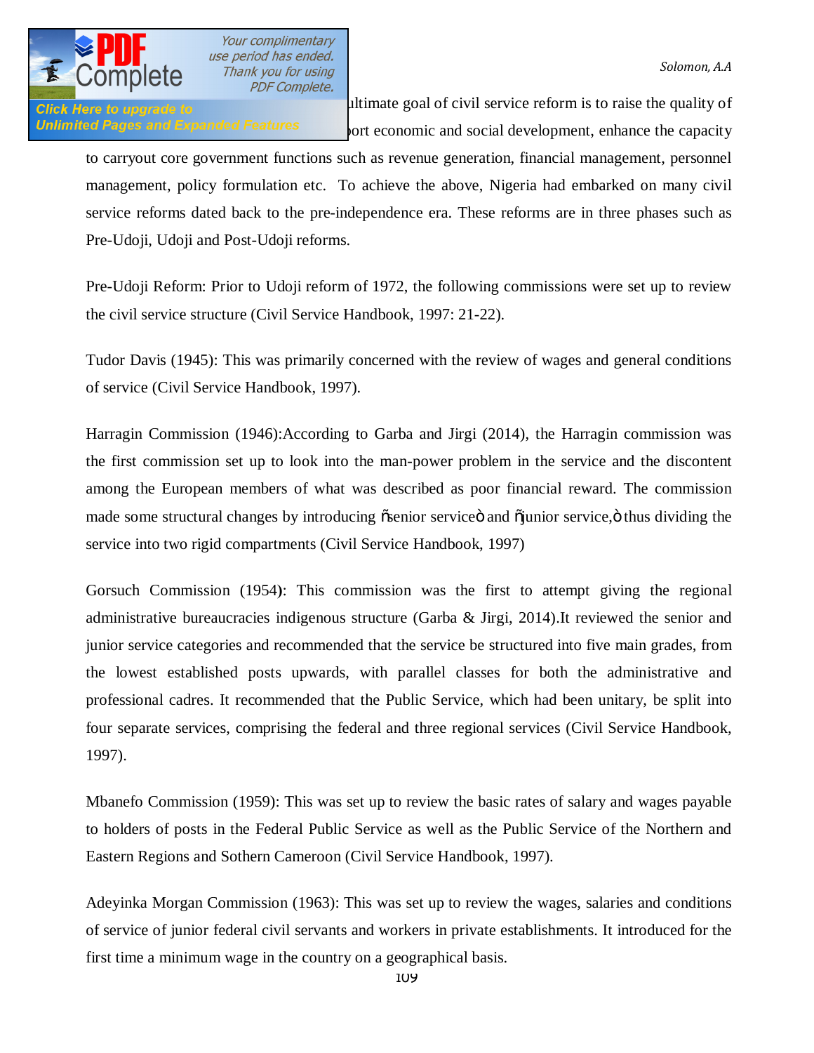ultimate goal of civil service reform is to raise the quality of ...port economic and social development, enhance the capacity to carryout core government functions such as revenue generation, financial management, personnel management, policy formulation etc. To achieve the above, Nigeria had embarked on many civil service reforms dated back to the pre-independence era. These reforms are in three phases such as Pre-Udoji, Udoji and Post-Udoji reforms.

Pre-Udoji Reform: Prior to Udoji reform of 1972, the following commissions were set up to review the civil service structure (Civil Service Handbook, 1997: 21-22).

Tudor Davis (1945): This was primarily concerned with the review of wages and general conditions of service (Civil Service Handbook, 1997).

Harragin Commission (1946):According to Garba and Jirgi (2014), the Harragin commission was the first commission set up to look into the man-power problem in the service and the discontent among the European members of what was described as poor financial reward. The commission made some structural changes by introducing "senior service" and "junior service," thus dividing the service into two rigid compartments (Civil Service Handbook, 1997)

Gorsuch Commission (1954): This commission was the first to attempt giving the regional administrative bureaucracies indigenous structure (Garba & Jirgi, 2014).It reviewed the senior and junior service categories and recommended that the service be structured into five main grades, from the lowest established posts upwards, with parallel classes for both the administrative and professional cadres. It recommended that the Public Service, which had been unitary, be split into four separate services, comprising the federal and three regional services (Civil Service Handbook, 1997).

Mbanefo Commission (1959): This was set up to review the basic rates of salary and wages payable to holders of posts in the Federal Public Service as well as the Public Service of the Northern and Eastern Regions and Sothern Cameroon (Civil Service Handbook, 1997).

Adeyinka Morgan Commission (1963): This was set up to review the wages, salaries and conditions of service of junior federal civil servants and workers in private establishments. It introduced for the first time a minimum wage in the country on a geographical basis.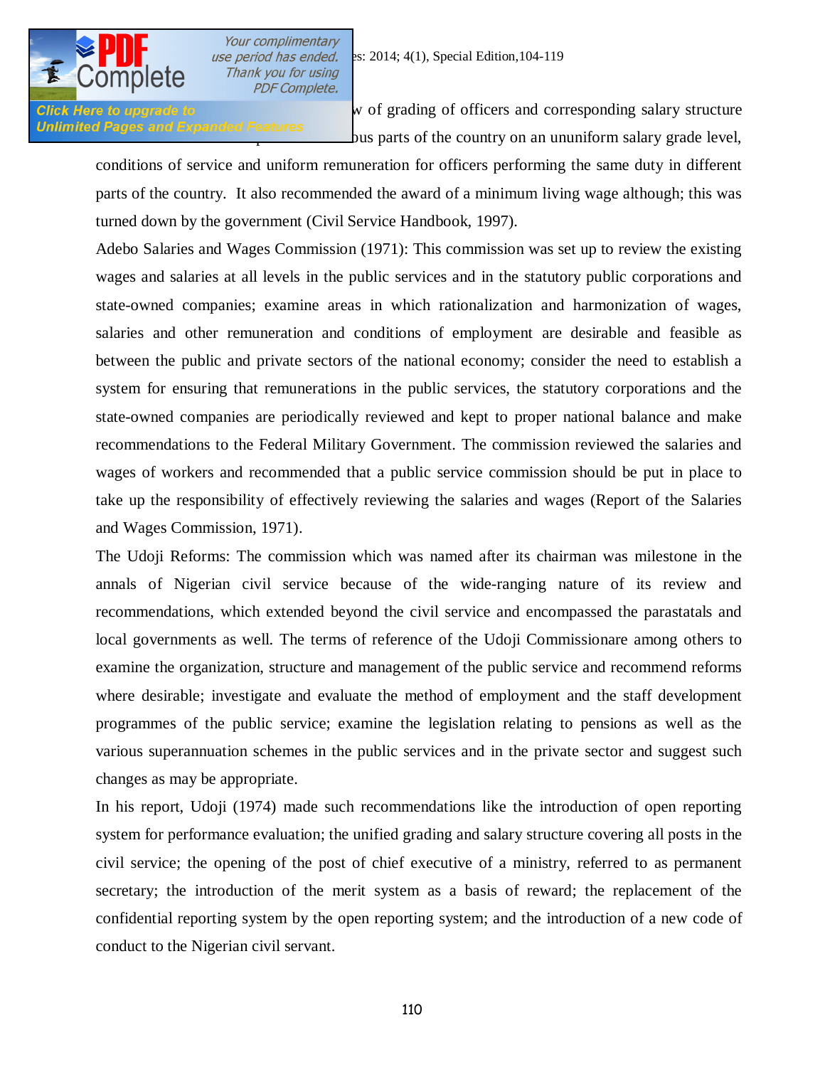w of grading of officers and corresponding salary structure ous parts of the country on an ununiform salary grade level, conditions of service and uniform remuneration for officers performing the same duty in different parts of the country. It also recommended the award of a minimum living wage although; this was turned down by the government (Civil Service Handbook, 1997).

Adebo Salaries and Wages Commission (1971): This commission was set up to review the existing wages and salaries at all levels in the public services and in the statutory public corporations and state-owned companies; examine areas in which rationalization and harmonization of wages, salaries and other remuneration and conditions of employment are desirable and feasible as between the public and private sectors of the national economy; consider the need to establish a system for ensuring that remunerations in the public services, the statutory corporations and the state-owned companies are periodically reviewed and kept to proper national balance and make recommendations to the Federal Military Government. The commission reviewed the salaries and wages of workers and recommended that a public service commission should be put in place to take up the responsibility of effectively reviewing the salaries and wages (Report of the Salaries and Wages Commission, 1971).

The Udoji Reforms: The commission which was named after its chairman was milestone in the annals of Nigerian civil service because of the wide-ranging nature of its review and recommendations, which extended beyond the civil service and encompassed the parastatals and local governments as well. The terms of reference of the Udoji Commissionare among others to examine the organization, structure and management of the public service and recommend reforms where desirable; investigate and evaluate the method of employment and the staff development programmes of the public service; examine the legislation relating to pensions as well as the various superannuation schemes in the public services and in the private sector and suggest such changes as may be appropriate.

In his report, Udoji (1974) made such recommendations like the introduction of open reporting system for performance evaluation; the unified grading and salary structure covering all posts in the civil service; the opening of the post of chief executive of a ministry, referred to as permanent secretary; the introduction of the merit system as a basis of reward; the replacement of the confidential reporting system by the open reporting system; and the introduction of a new code of conduct to the Nigerian civil servant.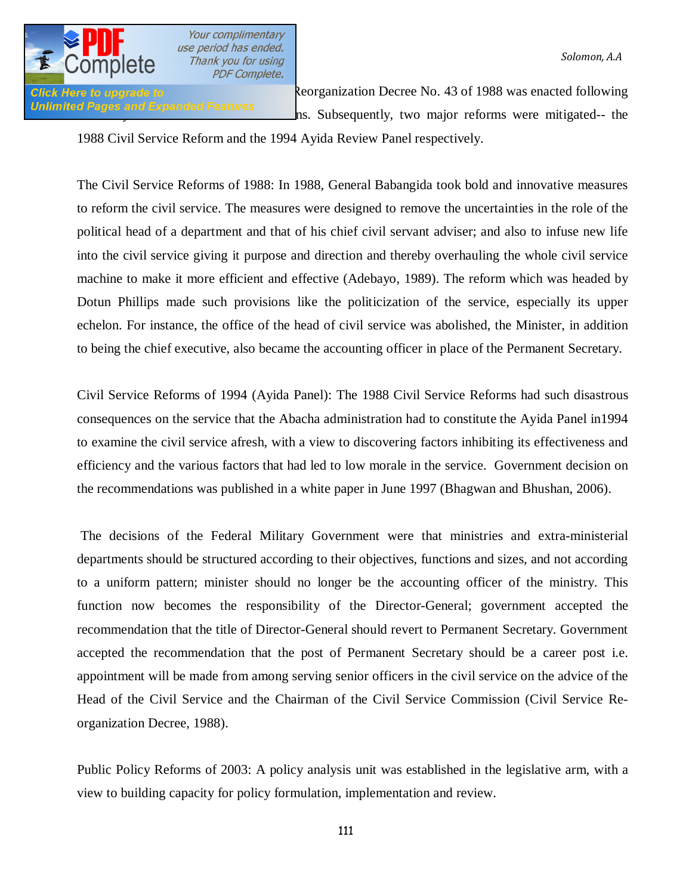Reorganization Decree No. 43 of 1988 was enacted following ns. Subsequently, two major reforms were mitigated-- the 1988 Civil Service Reform and the 1994 Ayida Review Panel respectively.

The Civil Service Reforms of 1988: In 1988, General Babangida took bold and innovative measures to reform the civil service. The measures were designed to remove the uncertainties in the role of the political head of a department and that of his chief civil servant adviser; and also to infuse new life into the civil service giving it purpose and direction and thereby overhauling the whole civil service machine to make it more efficient and effective (Adebayo, 1989). The reform which was headed by Dotun Phillips made such provisions like the politicization of the service, especially its upper echelon. For instance, the office of the head of civil service was abolished, the Minister, in addition to being the chief executive, also became the accounting officer in place of the Permanent Secretary.

Civil Service Reforms of 1994 (Ayida Panel): The 1988 Civil Service Reforms had such disastrous consequences on the service that the Abacha administration had to constitute the Ayida Panel in1994 to examine the civil service afresh, with a view to discovering factors inhibiting its effectiveness and efficiency and the various factors that had led to low morale in the service. Government decision on the recommendations was published in a white paper in June 1997 (Bhagwan and Bhushan, 2006).

The decisions of the Federal Military Government were that ministries and extra-ministerial departments should be structured according to their objectives, functions and sizes, and not according to a uniform pattern; minister should no longer be the accounting officer of the ministry. This function now becomes the responsibility of the Director-General; government accepted the recommendation that the title of Director-General should revert to Permanent Secretary. Government accepted the recommendation that the post of Permanent Secretary should be a career post i.e. appointment will be made from among serving senior officers in the civil service on the advice of the Head of the Civil Service and the Chairman of the Civil Service Commission (Civil Service Re-organization Decree, 1988).

Public Policy Reforms of 2003: A policy analysis unit was established in the legislative arm, with a view to building capacity for policy formulation, implementation and review.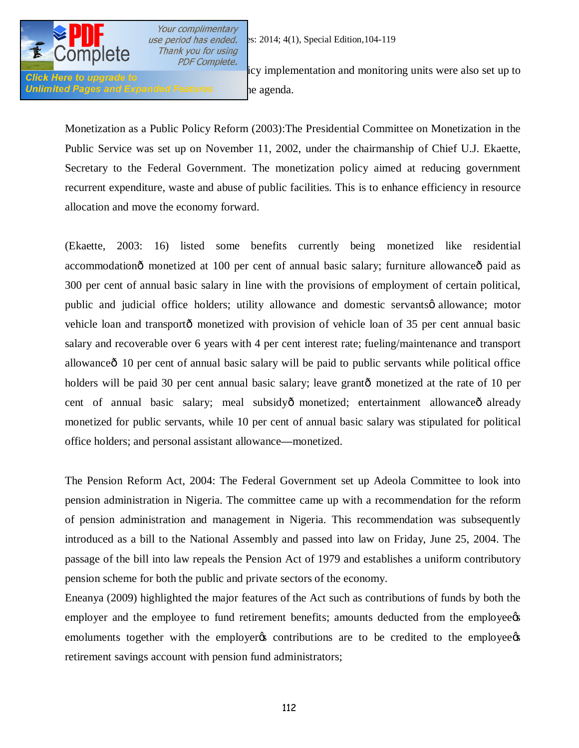icy implementation and monitoring units were also set up to he agenda.

Monetization as a Public Policy Reform (2003):The Presidential Committee on Monetization in the Public Service was set up on November 11, 2002, under the chairmanship of Chief U.J. Ekaette, Secretary to the Federal Government. The monetization policy aimed at reducing government recurrent expenditure, waste and abuse of public facilities. This is to enhance efficiency in resource allocation and move the economy forward.

(Ekaette, 2003: 16) listed some benefits currently being monetized like residential accommodationô monetized at 100 per cent of annual basic salary; furniture allowanceô paid as 300 per cent of annual basic salary in line with the provisions of employment of certain political, public and judicial office holders; utility allowance and domestic servantsô allowance; motor vehicle loan and transportô monetized with provision of vehicle loan of 35 per cent annual basic salary and recoverable over 6 years with 4 per cent interest rate; fueling/maintenance and transport allowanceô 10 per cent of annual basic salary will be paid to public servants while political office holders will be paid 30 per cent annual basic salary; leave grantô monetized at the rate of 10 per cent of annual basic salary; meal subsidyô monetized; entertainment allowanceô already monetized for public servants, while 10 per cent of annual basic salary was stipulated for political office holders; and personal assistant allowance—monetized.

The Pension Reform Act, 2004: The Federal Government set up Adeola Committee to look into pension administration in Nigeria. The committee came up with a recommendation for the reform of pension administration and management in Nigeria. This recommendation was subsequently introduced as a bill to the National Assembly and passed into law on Friday, June 25, 2004. The passage of the bill into law repeals the Pension Act of 1979 and establishes a uniform contributory pension scheme for both the public and private sectors of the economy.

Eneanya (2009) highlighted the major features of the Act such as contributions of funds by both the employer and the employee to fund retirement benefits; amounts deducted from the employeeøs emoluments together with the employerøs contributions are to be credited to the employeeøs retirement savings account with pension fund administrators;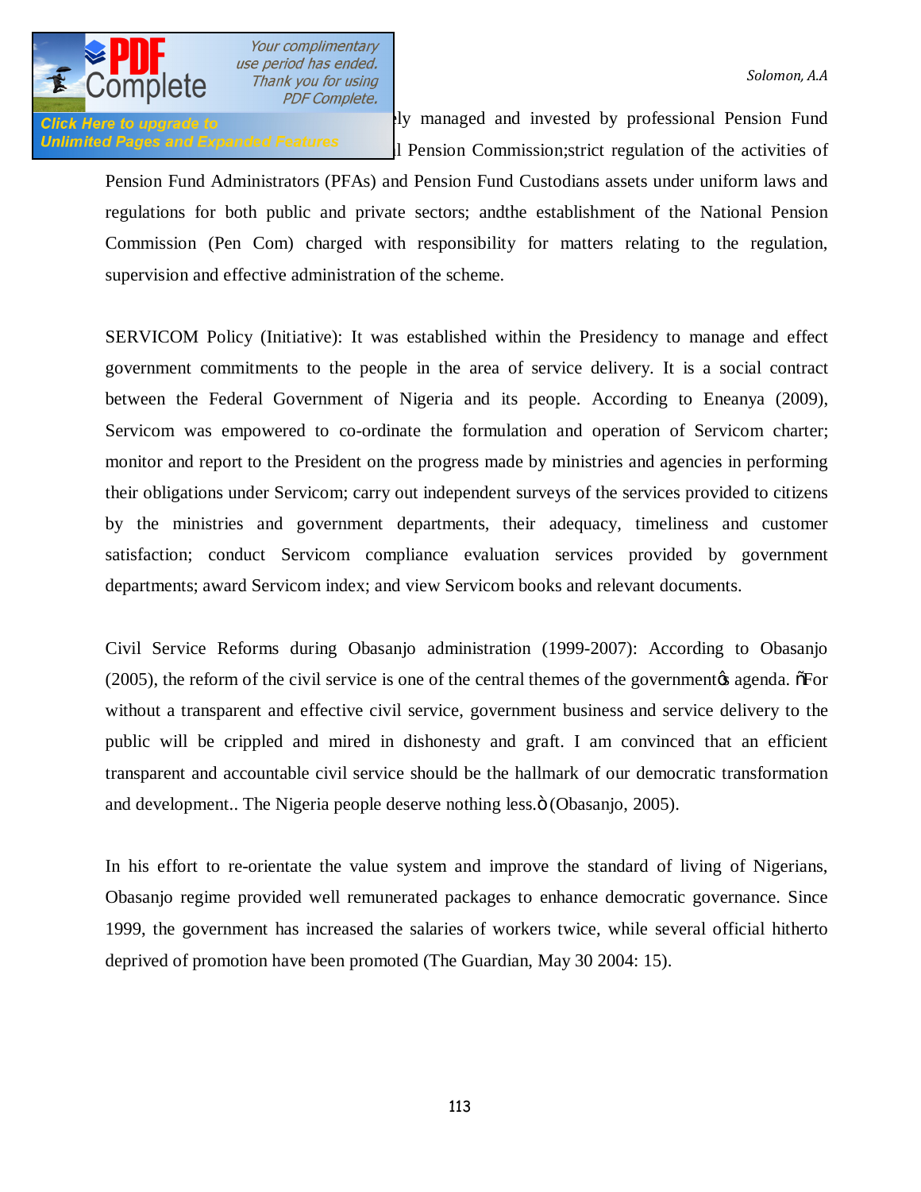ly managed and invested by professional Pension Fund l Pension Commission;strict regulation of the activities of Pension Fund Administrators (PFAs) and Pension Fund Custodians assets under uniform laws and regulations for both public and private sectors; andthe establishment of the National Pension Commission (Pen Com) charged with responsibility for matters relating to the regulation, supervision and effective administration of the scheme.

SERVICOM Policy (Initiative): It was established within the Presidency to manage and effect government commitments to the people in the area of service delivery. It is a social contract between the Federal Government of Nigeria and its people. According to Eneanya (2009), Servicom was empowered to co-ordinate the formulation and operation of Servicom charter; monitor and report to the President on the progress made by ministries and agencies in performing their obligations under Servicom; carry out independent surveys of the services provided to citizens by the ministries and government departments, their adequacy, timeliness and customer satisfaction; conduct Servicom compliance evaluation services provided by government departments; award Servicom index; and view Servicom books and relevant documents.

Civil Service Reforms during Obasanjo administration (1999-2007): According to Obasanjo (2005), the reform of the civil service is one of the central themes of the government's agenda. "For without a transparent and effective civil service, government business and service delivery to the public will be crippled and mired in dishonesty and graft. I am convinced that an efficient transparent and accountable civil service should be the hallmark of our democratic transformation and development.. The Nigeria people deserve nothing less." (Obasanjo, 2005).

In his effort to re-orientate the value system and improve the standard of living of Nigerians, Obasanjo regime provided well remunerated packages to enhance democratic governance. Since 1999, the government has increased the salaries of workers twice, while several official hitherto deprived of promotion have been promoted (The Guardian, May 30 2004: 15).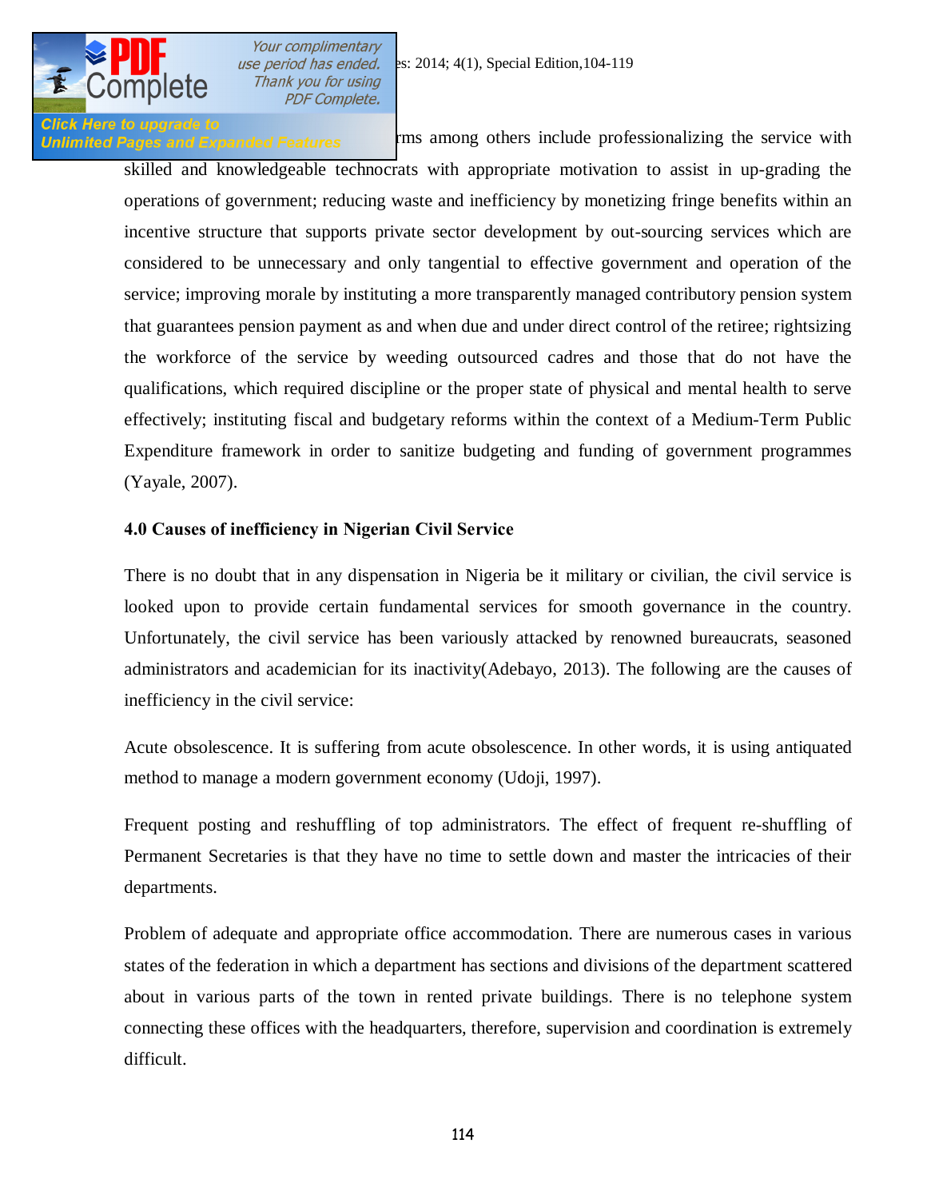rms among others include professionalizing the service with skilled and knowledgeable technocrats with appropriate motivation to assist in up-grading the operations of government; reducing waste and inefficiency by monetizing fringe benefits within an incentive structure that supports private sector development by out-sourcing services which are considered to be unnecessary and only tangential to effective government and operation of the service; improving morale by instituting a more transparently managed contributory pension system that guarantees pension payment as and when due and under direct control of the retiree; rightsizing the workforce of the service by weeding outsourced cadres and those that do not have the qualifications, which required discipline or the proper state of physical and mental health to serve effectively; instituting fiscal and budgetary reforms within the context of a Medium-Term Public Expenditure framework in order to sanitize budgeting and funding of government programmes (Yayale, 2007).

### 4.0 Causes of inefficiency in Nigerian Civil Service

There is no doubt that in any dispensation in Nigeria be it military or civilian, the civil service is looked upon to provide certain fundamental services for smooth governance in the country. Unfortunately, the civil service has been variously attacked by renowned bureaucrats, seasoned administrators and academician for its inactivity(Adebayo, 2013). The following are the causes of inefficiency in the civil service:

Acute obsolescence. It is suffering from acute obsolescence. In other words, it is using antiquated method to manage a modern government economy (Udoji, 1997).

Frequent posting and reshuffling of top administrators. The effect of frequent re-shuffling of Permanent Secretaries is that they have no time to settle down and master the intricacies of their departments.

Problem of adequate and appropriate office accommodation. There are numerous cases in various states of the federation in which a department has sections and divisions of the department scattered about in various parts of the town in rented private buildings. There is no telephone system connecting these offices with the headquarters, therefore, supervision and coordination is extremely difficult.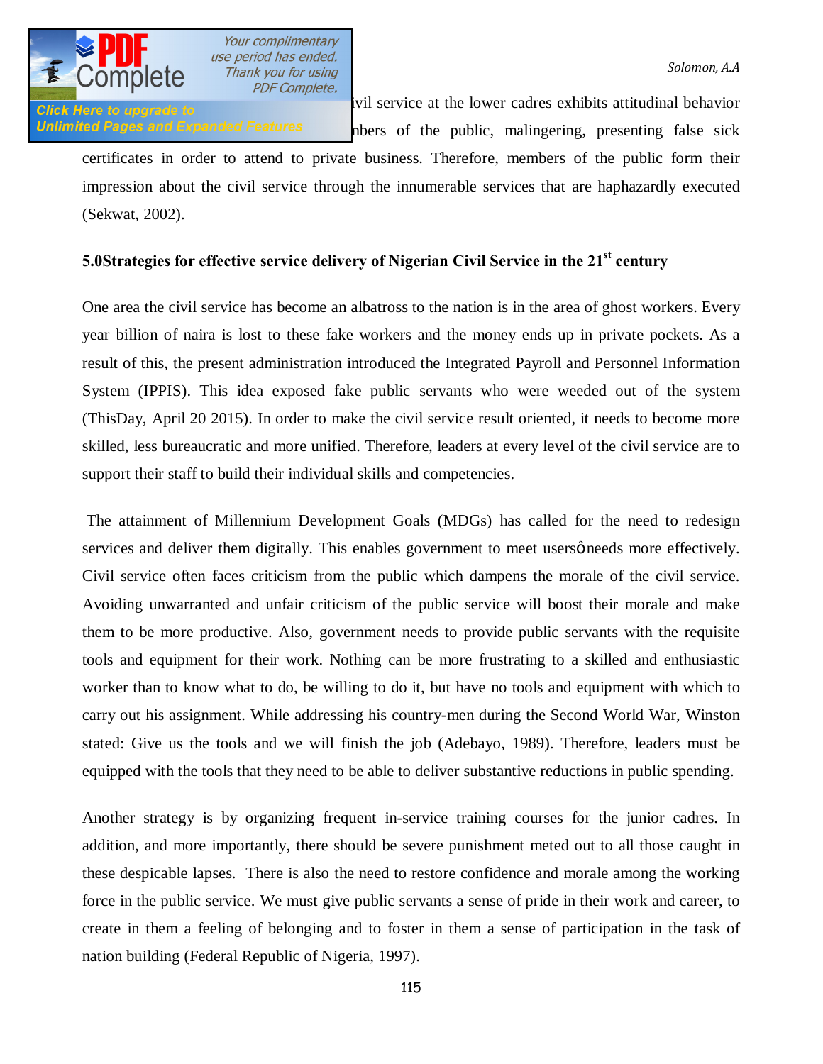ivil service at the lower cadres exhibits attitudinal behavior ... mbers of the public, malingering, presenting false sick certificates in order to attend to private business. Therefore, members of the public form their impression about the civil service through the innumerable services that are haphazardly executed (Sekwat, 2002).

**5.0Strategies for effective service delivery of Nigerian Civil Service in the 21st century**

One area the civil service has become an albatross to the nation is in the area of ghost workers. Every year billion of naira is lost to these fake workers and the money ends up in private pockets. As a result of this, the present administration introduced the Integrated Payroll and Personnel Information System (IPPIS). This idea exposed fake public servants who were weeded out of the system (ThisDay, April 20 2015). In order to make the civil service result oriented, it needs to become more skilled, less bureaucratic and more unified. Therefore, leaders at every level of the civil service are to support their staff to build their individual skills and competencies.

The attainment of Millennium Development Goals (MDGs) has called for the need to redesign services and deliver them digitally. This enables government to meet usersø needs more effectively. Civil service often faces criticism from the public which dampens the morale of the civil service. Avoiding unwarranted and unfair criticism of the public service will boost their morale and make them to be more productive. Also, government needs to provide public servants with the requisite tools and equipment for their work. Nothing can be more frustrating to a skilled and enthusiastic worker than to know what to do, be willing to do it, but have no tools and equipment with which to carry out his assignment. While addressing his country-men during the Second World War, Winston stated: Give us the tools and we will finish the job (Adebayo, 1989). Therefore, leaders must be equipped with the tools that they need to be able to deliver substantive reductions in public spending.

Another strategy is by organizing frequent in-service training courses for the junior cadres. In addition, and more importantly, there should be severe punishment meted out to all those caught in these despicable lapses. There is also the need to restore confidence and morale among the working force in the public service. We must give public servants a sense of pride in their work and career, to create in them a feeling of belonging and to foster in them a sense of participation in the task of nation building (Federal Republic of Nigeria, 1997).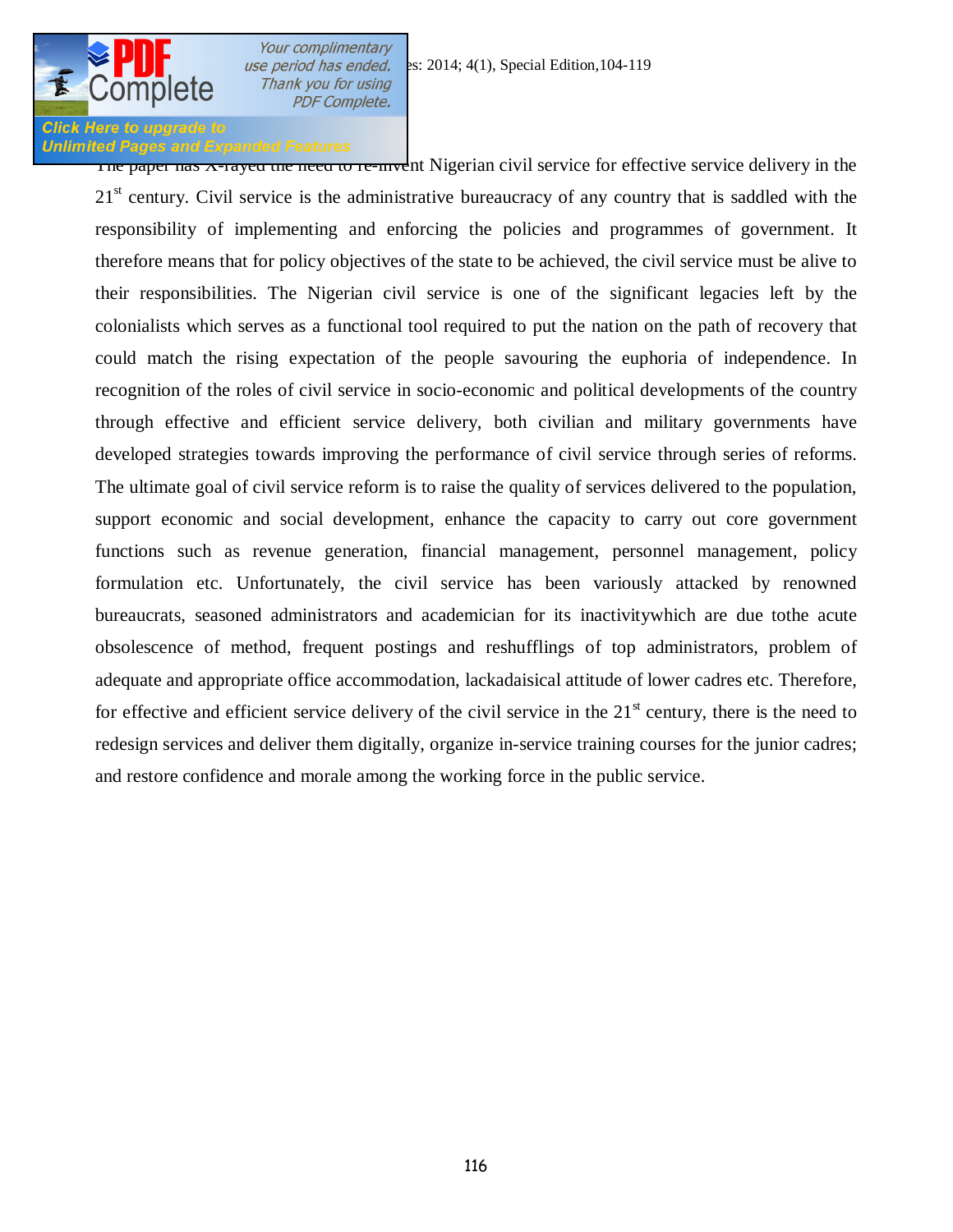The paper has X-rayed the need to re-invent Nigerian civil service for effective service delivery in the 21st century. Civil service is the administrative bureaucracy of any country that is saddled with the responsibility of implementing and enforcing the policies and programmes of government. It therefore means that for policy objectives of the state to be achieved, the civil service must be alive to their responsibilities. The Nigerian civil service is one of the significant legacies left by the colonialists which serves as a functional tool required to put the nation on the path of recovery that could match the rising expectation of the people savouring the euphoria of independence. In recognition of the roles of civil service in socio-economic and political developments of the country through effective and efficient service delivery, both civilian and military governments have developed strategies towards improving the performance of civil service through series of reforms. The ultimate goal of civil service reform is to raise the quality of services delivered to the population, support economic and social development, enhance the capacity to carry out core government functions such as revenue generation, financial management, personnel management, policy formulation etc. Unfortunately, the civil service has been variously attacked by renowned bureaucrats, seasoned administrators and academician for its inactivitywhich are due tothe acute obsolescence of method, frequent postings and reshufflings of top administrators, problem of adequate and appropriate office accommodation, lackadaisical attitude of lower cadres etc. Therefore, for effective and efficient service delivery of the civil service in the 21st century, there is the need to redesign services and deliver them digitally, organize in-service training courses for the junior cadres; and restore confidence and morale among the working force in the public service.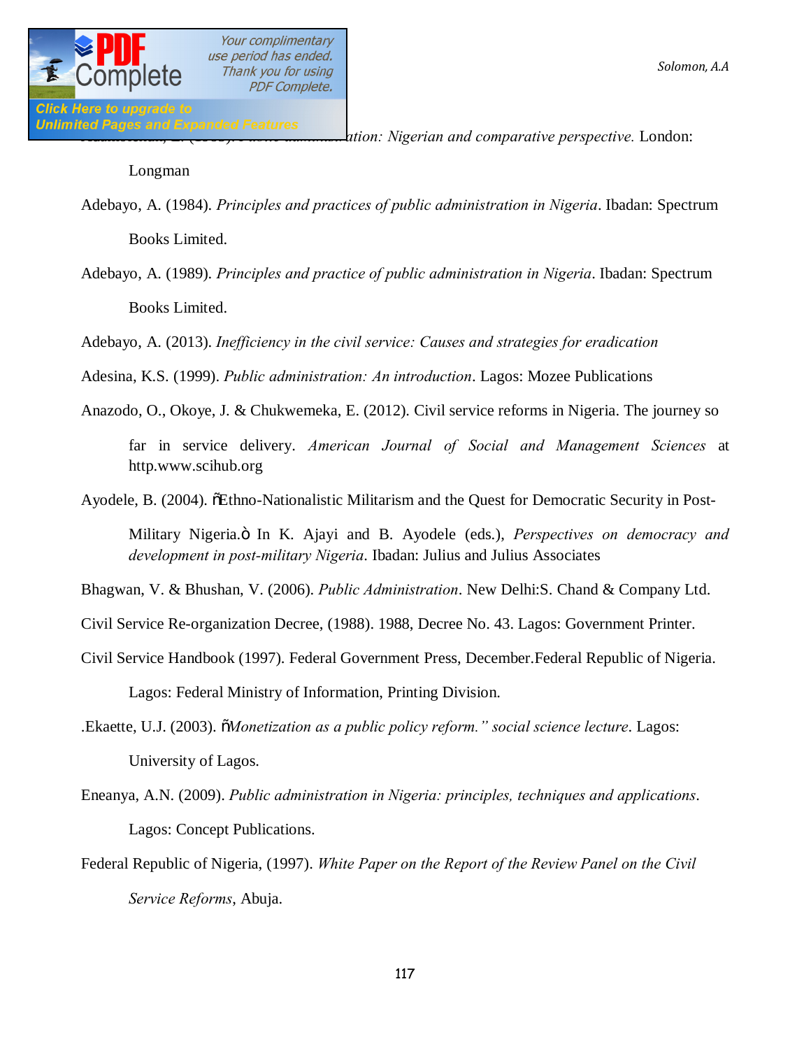...ation: Nigerian and comparative perspective. London: Longman

Adebayo, A. (1984). *Principles and practices of public administration in Nigeria*. Ibadan: Spectrum Books Limited.

Adebayo, A. (1989). *Principles and practice of public administration in Nigeria*. Ibadan: Spectrum Books Limited.

Adebayo, A. (2013). *Inefficiency in the civil service: Causes and strategies for eradication*

Adesina, K.S. (1999). *Public administration: An introduction*. Lagos: Mozee Publications

Anazodo, O., Okoye, J. & Chukwemeka, E. (2012). Civil service reforms in Nigeria. The journey so far in service delivery. *American Journal of Social and Management Sciences* at http.www.scihub.org

Ayodele, B. (2004). õEthno-Nationalistic Militarism and the Quest for Democratic Security in Post-Military Nigeria.ö In K. Ajayi and B. Ayodele (eds.), *Perspectives on democracy and development in post-military Nigeria*. Ibadan: Julius and Julius Associates

Bhagwan, V. & Bhushan, V. (2006). *Public Administration*. New Delhi:S. Chand & Company Ltd.

Civil Service Re-organization Decree, (1988). 1988, Decree No. 43. Lagos: Government Printer.

Civil Service Handbook (1997). Federal Government Press, December.Federal Republic of Nigeria. Lagos: Federal Ministry of Information, Printing Division.

.Ekaette, U.J. (2003). õ*Monetization as a public policy reform." social science lecture*. Lagos: University of Lagos.

Eneanya, A.N. (2009). *Public administration in Nigeria: principles, techniques and applications*. Lagos: Concept Publications.

Federal Republic of Nigeria, (1997). *White Paper on the Report of the Review Panel on the Civil Service Reforms*, Abuja.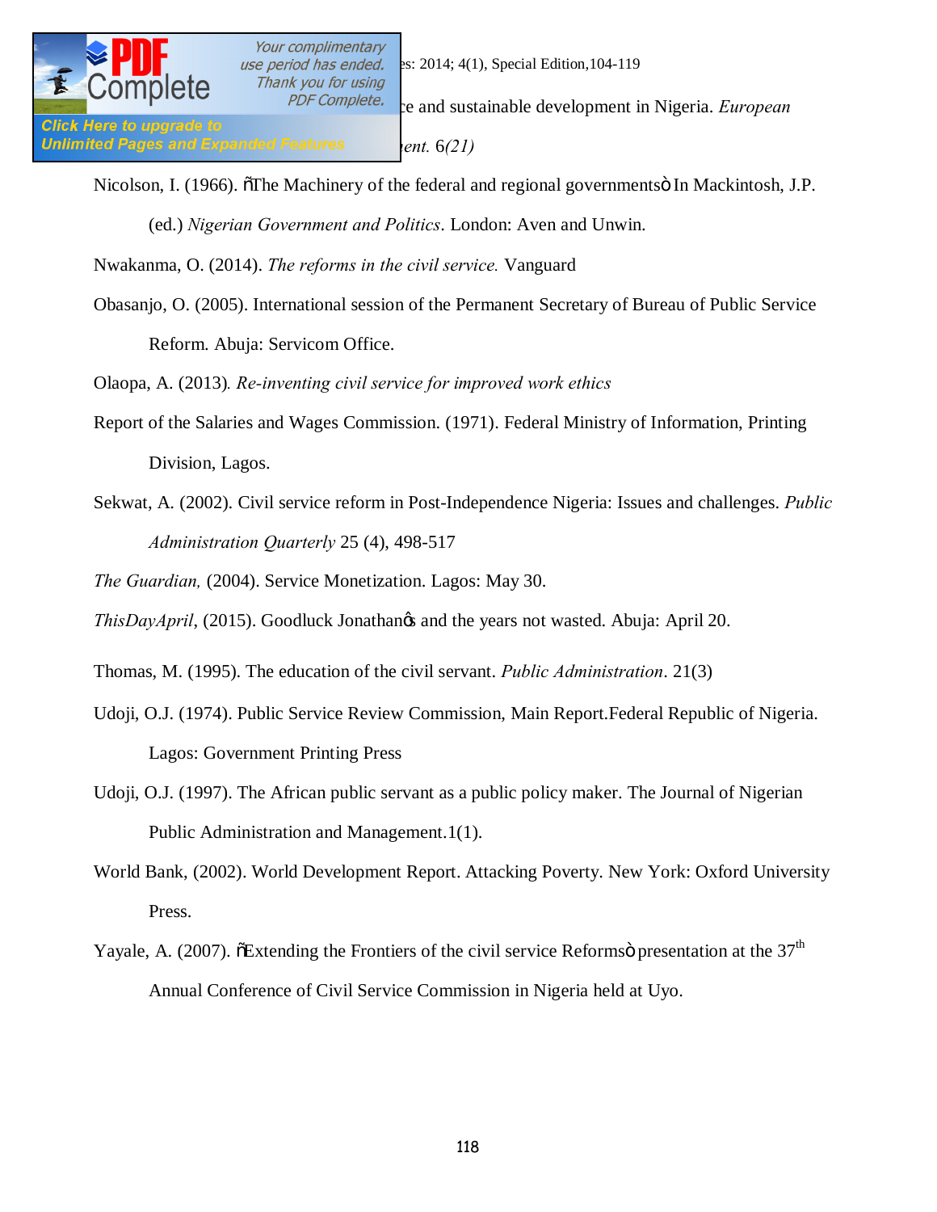ce and sustainable development in Nigeria. *European*

*ent.* 6*(21)*

Nicolson, I. (1966). "The Machinery of the federal and regional governments" In Mackintosh, J.P. (ed.) *Nigerian Government and Politics*. London: Aven and Unwin.

Nwakanma, O. (2014). *The reforms in the civil service.* Vanguard

Obasanjo, O. (2005). International session of the Permanent Secretary of Bureau of Public Service Reform. Abuja: Servicom Office.

Olaopa, A. (2013)*. Re-inventing civil service for improved work ethics*

Report of the Salaries and Wages Commission. (1971). Federal Ministry of Information, Printing Division, Lagos.

Sekwat, A. (2002). Civil service reform in Post-Independence Nigeria: Issues and challenges. *Public Administration Quarterly* 25 (4), 498-517

*The Guardian,* (2004). Service Monetization. Lagos: May 30.

*ThisDayApril*, (2015). Goodluck Jonathan's and the years not wasted. Abuja: April 20.

Thomas, M. (1995). The education of the civil servant. *Public Administration*. 21(3)

Udoji, O.J. (1974). Public Service Review Commission, Main Report.Federal Republic of Nigeria. Lagos: Government Printing Press

Udoji, O.J. (1997). The African public servant as a public policy maker. The Journal of Nigerian Public Administration and Management.1(1).

World Bank, (2002). World Development Report. Attacking Poverty. New York: Oxford University Press.

Yayale, A. (2007). "Extending the Frontiers of the civil service Reforms" presentation at the 37th Annual Conference of Civil Service Commission in Nigeria held at Uyo.